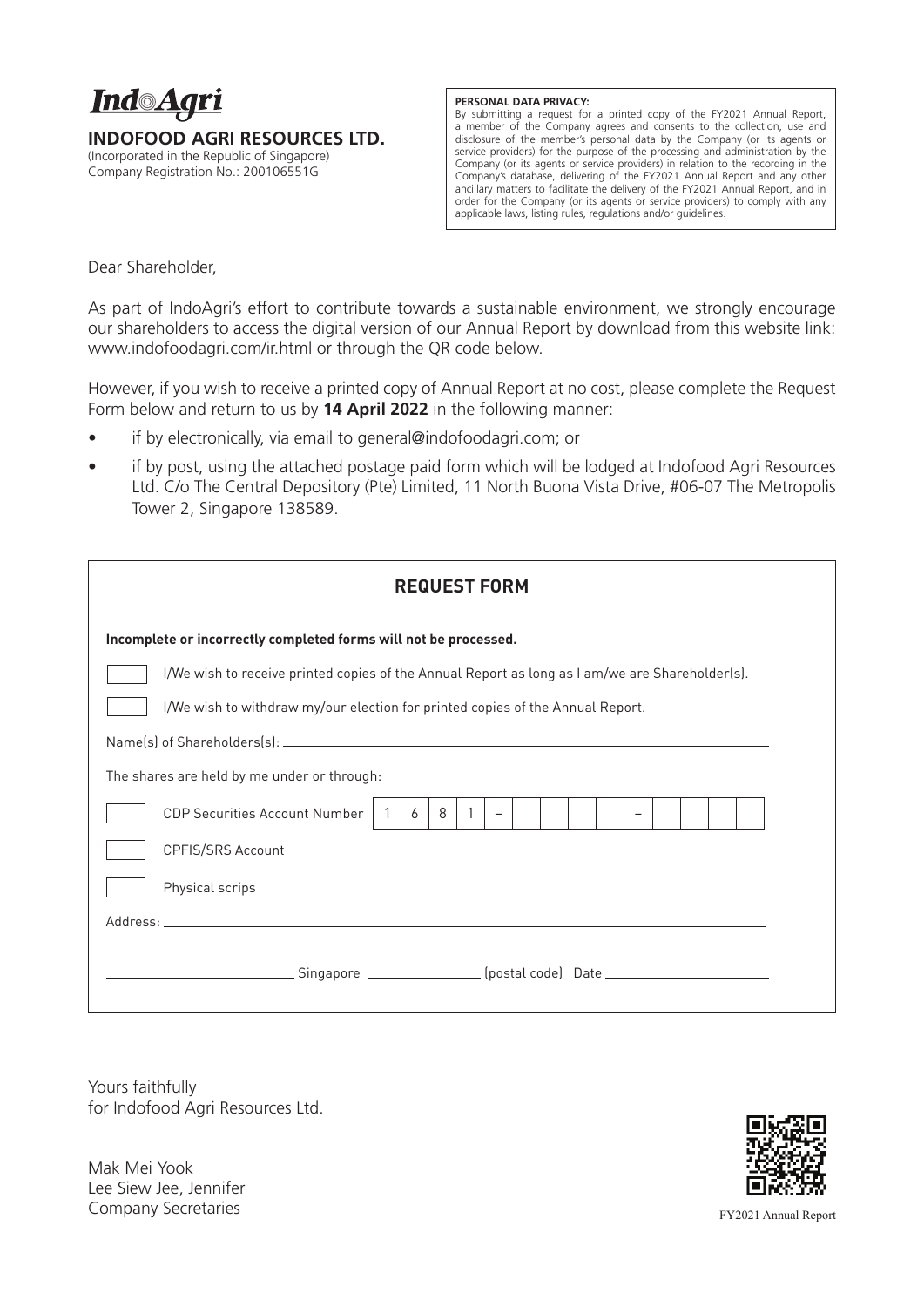**Ind◎Agri**

**INDOFOOD AGRI RESOURCES LTD.**
(Incorporated in the Republic of Singapore)
Company Registration No.: 200106551G

**PERSONAL DATA PRIVACY:**
By submitting a request for a printed copy of the FY2021 Annual Report, a member of the Company agrees and consents to the collection, use and disclosure of the member's personal data by the Company (or its agents or service providers) for the purpose of the processing and administration by the Company (or its agents or service providers) in relation to the recording in the Company's database, delivering of the FY2021 Annual Report and any other ancillary matters to facilitate the delivery of the FY2021 Annual Report, and in order for the Company (or its agents or service providers) to comply with any applicable laws, listing rules, regulations and/or guidelines.

Dear Shareholder,

As part of IndoAgri's effort to contribute towards a sustainable environment, we strongly encourage our shareholders to access the digital version of our Annual Report by download from this website link: www.indofoodagri.com/ir.html or through the QR code below.

However, if you wish to receive a printed copy of Annual Report at no cost, please complete the Request Form below and return to us by **14 April 2022** in the following manner:

- if by electronically, via email to general@indofoodagri.com; or
- if by post, using the attached postage paid form which will be lodged at Indofood Agri Resources Ltd. C/o The Central Depository (Pte) Limited, 11 North Buona Vista Drive, #06-07 The Metropolis Tower 2, Singapore 138589.

## REQUEST FORM

**Incomplete or incorrectly completed forms will not be processed.**

☐ I/We wish to receive printed copies of the Annual Report as long as I am/we are Shareholder(s).

☐ I/We wish to withdraw my/our election for printed copies of the Annual Report.

Name(s) of Shareholders(s): ______________________________

The shares are held by me under or through:

☐ CDP Securities Account Number | 1 | 6 | 8 | 1 | – | | | | | | – | | | | |

☐ CPFIS/SRS Account

☐ Physical scrips

Address: ______________________________

______________ Singapore ______________ (postal code) Date ______________

Yours faithfully
for Indofood Agri Resources Ltd.

Mak Mei Yook
Lee Siew Jee, Jennifer
Company Secretaries

FY2021 Annual Report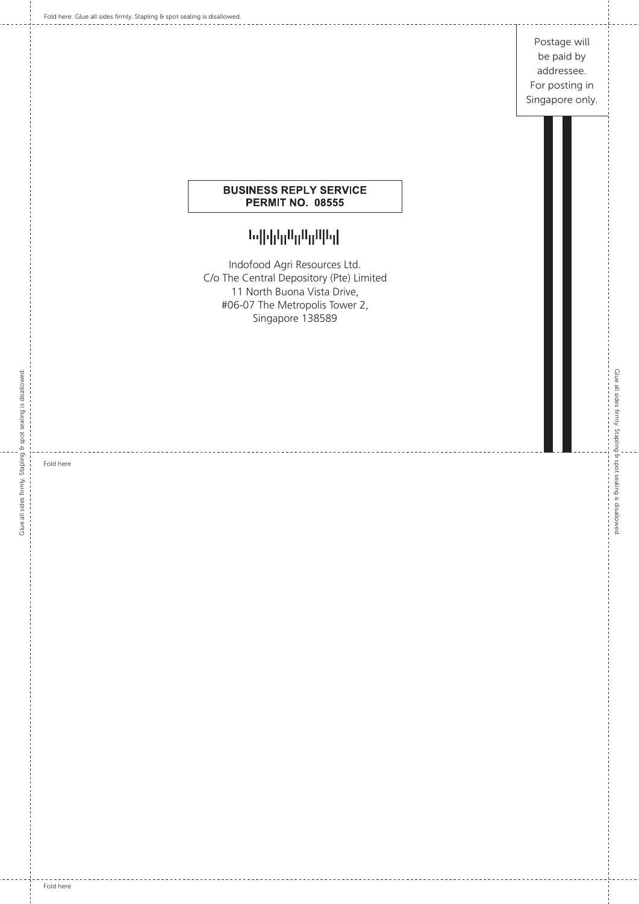Fold here. Glue all sides firmly. Stapling & spot sealing is disallowed.

Postage will be paid by addressee.
For posting in Singapore only.

**BUSINESS REPLY SERVICE**
**PERMIT NO. 08555**

Indofood Agri Resources Ltd.
C/o The Central Depository (Pte) Limited
11 North Buona Vista Drive,
#06-07 The Metropolis Tower 2,
Singapore 138589

Glue all sides firmly. Stapling & spot sealing is disallowed.

Glue all sides firmly. Stapling & spot sealing is disallowed.

Fold here

Fold here